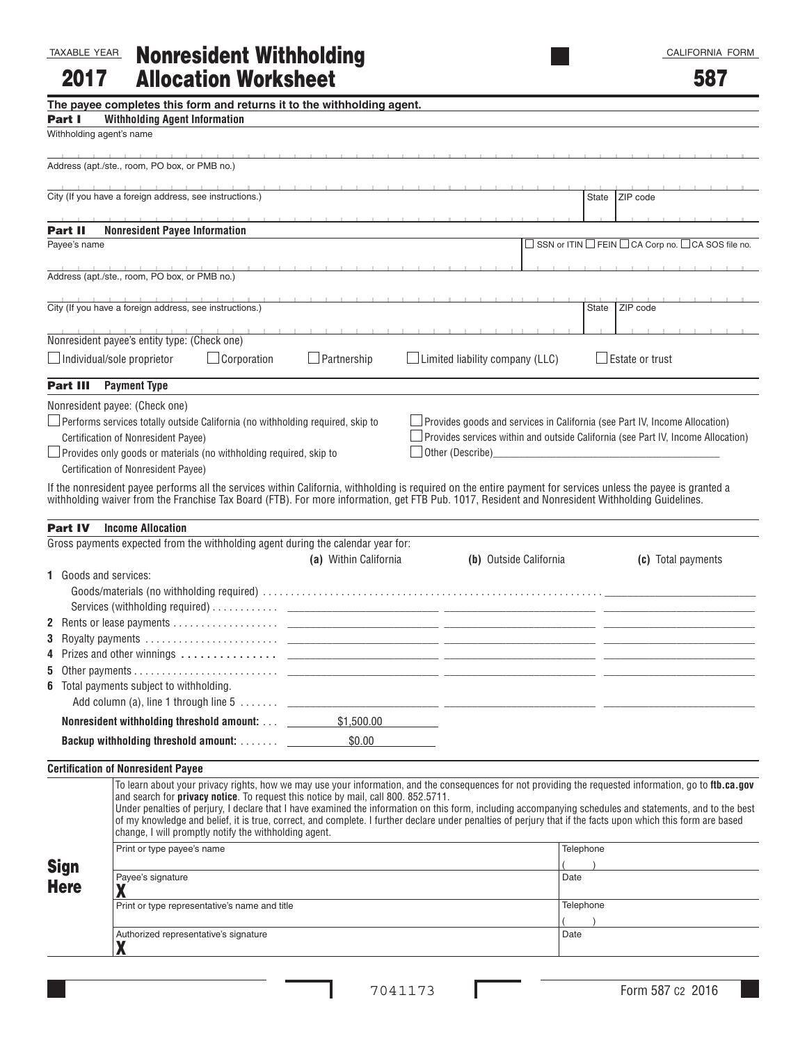TAXABLE YEAR

# 2017 Nonresident Withholding Allocation Worksheet

CALIFORNIA FORM

# 587

**The payee completes this form and returns it to the withholding agent.**

## Part I Withholding Agent Information

Withholding agent's name

Address (apt./ste., room, PO box, or PMB no.)

City (If you have a foreign address, see instructions.) | State | ZIP code

## Part II Nonresident Payee Information

Payee's name | ☐ SSN or ITIN ☐ FEIN ☐ CA Corp no. ☐ CA SOS file no.

Address (apt./ste., room, PO box, or PMB no.)

City (If you have a foreign address, see instructions.) | State | ZIP code

Nonresident payee's entity type: (Check one)

☐ Individual/sole proprietor ☐ Corporation ☐ Partnership ☐ Limited liability company (LLC) ☐ Estate or trust

## Part III Payment Type

Nonresident payee: (Check one)

☐ Performs services totally outside California (no withholding required, skip to Certification of Nonresident Payee)

☐ Provides only goods or materials (no withholding required, skip to Certification of Nonresident Payee)

☐ Provides goods and services in California (see Part IV, Income Allocation)

☐ Provides services within and outside California (see Part IV, Income Allocation)

☐ Other (Describe)\_\_\_\_\_\_\_\_\_\_\_\_\_\_\_\_\_\_\_\_\_\_\_\_\_\_\_\_\_\_\_\_\_\_\_\_

If the nonresident payee performs all the services within California, withholding is required on the entire payment for services unless the payee is granted a withholding waiver from the Franchise Tax Board (FTB). For more information, get FTB Pub. 1017, Resident and Nonresident Withholding Guidelines.

## Part IV Income Allocation

Gross payments expected from the withholding agent during the calendar year for:

| | (a) Within California | (b) Outside California | (c) Total payments |
|---|---|---|---|
| **1** Goods and services: | | | |
| Goods/materials (no withholding required) | | | |
| Services (withholding required) | | | |
| **2** Rents or lease payments | | | |
| **3** Royalty payments | | | |
| **4** Prizes and other winnings | | | |
| **5** Other payments | | | |
| **6** Total payments subject to withholding. Add column (a), line 1 through line 5 | | | |
| **Nonresident withholding threshold amount:** | $1,500.00 | | |
| **Backup withholding threshold amount:** | $0.00 | | |

### Certification of Nonresident Payee

To learn about your privacy rights, how we may use your information, and the consequences for not providing the requested information, go to **ftb.ca.gov** and search for **privacy notice**. To request this notice by mail, call 800. 852.5711.

Under penalties of perjury, I declare that I have examined the information on this form, including accompanying schedules and statements, and to the best of my knowledge and belief, it is true, correct, and complete. I further declare under penalties of perjury that if the facts upon which this form are based change, I will promptly notify the withholding agent.

**Sign Here**

| | |
|---|---|
| Print or type payee's name | Telephone ( ) |
| Payee's signature **X** | Date |
| Print or type representative's name and title | Telephone ( ) |
| Authorized representative's signature **X** | Date |

7041173

Form 587 C2 2016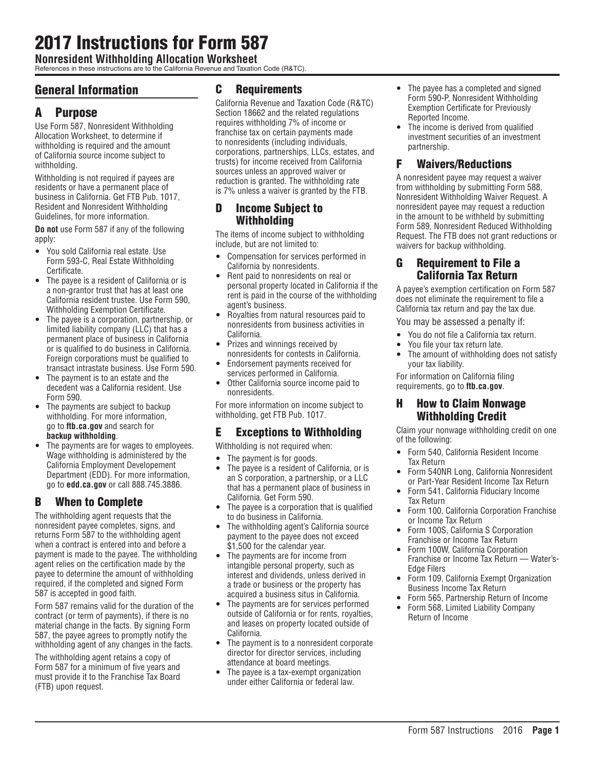# 2017 Instructions for Form 587

**Nonresident Withholding Allocation Worksheet**

References in these instructions are to the California Revenue and Taxation Code (R&TC).

## General Information

## A Purpose

Use Form 587, Nonresident Withholding Allocation Worksheet, to determine if withholding is required and the amount of California source income subject to withholding.

Withholding is not required if payees are residents or have a permanent place of business in California. Get FTB Pub. 1017, Resident and Nonresident Withholding Guidelines, for more information.

**Do not** use Form 587 if any of the following apply:

- You sold California real estate. Use Form 593-C, Real Estate Withholding Certificate.
- The payee is a resident of California or is a non-grantor trust that has at least one California resident trustee. Use Form 590, Withholding Exemption Certificate.
- The payee is a corporation, partnership, or limited liability company (LLC) that has a permanent place of business in California or is qualified to do business in California. Foreign corporations must be qualified to transact intrastate business. Use Form 590.
- The payment is to an estate and the decedent was a California resident. Use Form 590.
- The payments are subject to backup withholding. For more information, go to **ftb.ca.gov** and search for **backup withholding**.
- The payments are for wages to employees. Wage withholding is administered by the California Employment Developement Department (EDD). For more information, go to **edd.ca.gov** or call 888.745.3886.

## B When to Complete

The withholding agent requests that the nonresident payee completes, signs, and returns Form 587 to the withholding agent when a contract is entered into and before a payment is made to the payee. The withholding agent relies on the certification made by the payee to determine the amount of withholding required, if the completed and signed Form 587 is accepted in good faith.

Form 587 remains valid for the duration of the contract (or term of payments), if there is no material change in the facts. By signing Form 587, the payee agrees to promptly notify the withholding agent of any changes in the facts.

The withholding agent retains a copy of Form 587 for a minimum of five years and must provide it to the Franchise Tax Board (FTB) upon request.

## C Requirements

California Revenue and Taxation Code (R&TC) Section 18662 and the related regulations requires withholding 7% of income or franchise tax on certain payments made to nonresidents (including individuals, corporations, partnerships, LLCs, estates, and trusts) for income received from California sources unless an approved waiver or reduction is granted. The withholding rate is 7% unless a waiver is granted by the FTB.

## D Income Subject to Withholding

The items of income subject to withholding include, but are not limited to:

- Compensation for services performed in California by nonresidents.
- Rent paid to nonresidents on real or personal property located in California if the rent is paid in the course of the withholding agent's business.
- Royalties from natural resources paid to nonresidents from business activities in California.
- Prizes and winnings received by nonresidents for contests in California.
- Endorsement payments received for services performed in California.
- Other California source income paid to nonresidents.

For more information on income subject to withholding, get FTB Pub. 1017.

## E Exceptions to Withholding

Withholding is not required when:

- The payment is for goods.
- The payee is a resident of California, or is an S corporation, a partnership, or a LLC that has a permanent place of business in California. Get Form 590.
- The payee is a corporation that is qualified to do business in California.
- The withholding agent's California source payment to the payee does not exceed $1,500 for the calendar year.
- The payments are for income from intangible personal property, such as interest and dividends, unless derived in a trade or business or the property has acquired a business situs in California.
- The payments are for services performed outside of California or for rents, royalties, and leases on property located outside of California.
- The payment is to a nonresident corporate director for director services, including attendance at board meetings.
- The payee is a tax-exempt organization under either California or federal law.
- The payee has a completed and signed Form 590-P, Nonresident Withholding Exemption Certificate for Previously Reported Income.
- The income is derived from qualified investment securities of an investment partnership.

## F Waivers/Reductions

A nonresident payee may request a waiver from withholding by submitting Form 588, Nonresident Withholding Waiver Request. A nonresident payee may request a reduction in the amount to be withheld by submitting Form 589, Nonresident Reduced Withholding Request. The FTB does not grant reductions or waivers for backup withholding.

## G Requirement to File a California Tax Return

A payee's exemption certification on Form 587 does not eliminate the requirement to file a California tax return and pay the tax due.

You may be assessed a penalty if:

- You do not file a California tax return.
- You file your tax return late.
- The amount of withholding does not satisfy your tax liability.

For information on California filing requirements, go to **ftb.ca.gov**.

## H How to Claim Nonwage Withholding Credit

Claim your nonwage withholding credit on one of the following:

- Form 540, California Resident Income Tax Return
- Form 540NR Long, California Nonresident or Part-Year Resident Income Tax Return
- Form 541, California Fiduciary Income Tax Return
- Form 100, California Corporation Franchise or Income Tax Return
- Form 100S, California S Corporation Franchise or Income Tax Return
- Form 100W, California Corporation Franchise or Income Tax Return — Water's-Edge Filers
- Form 109, California Exempt Organization Business Income Tax Return
- Form 565, Partnership Return of Income
- Form 568, Limited Liability Company Return of Income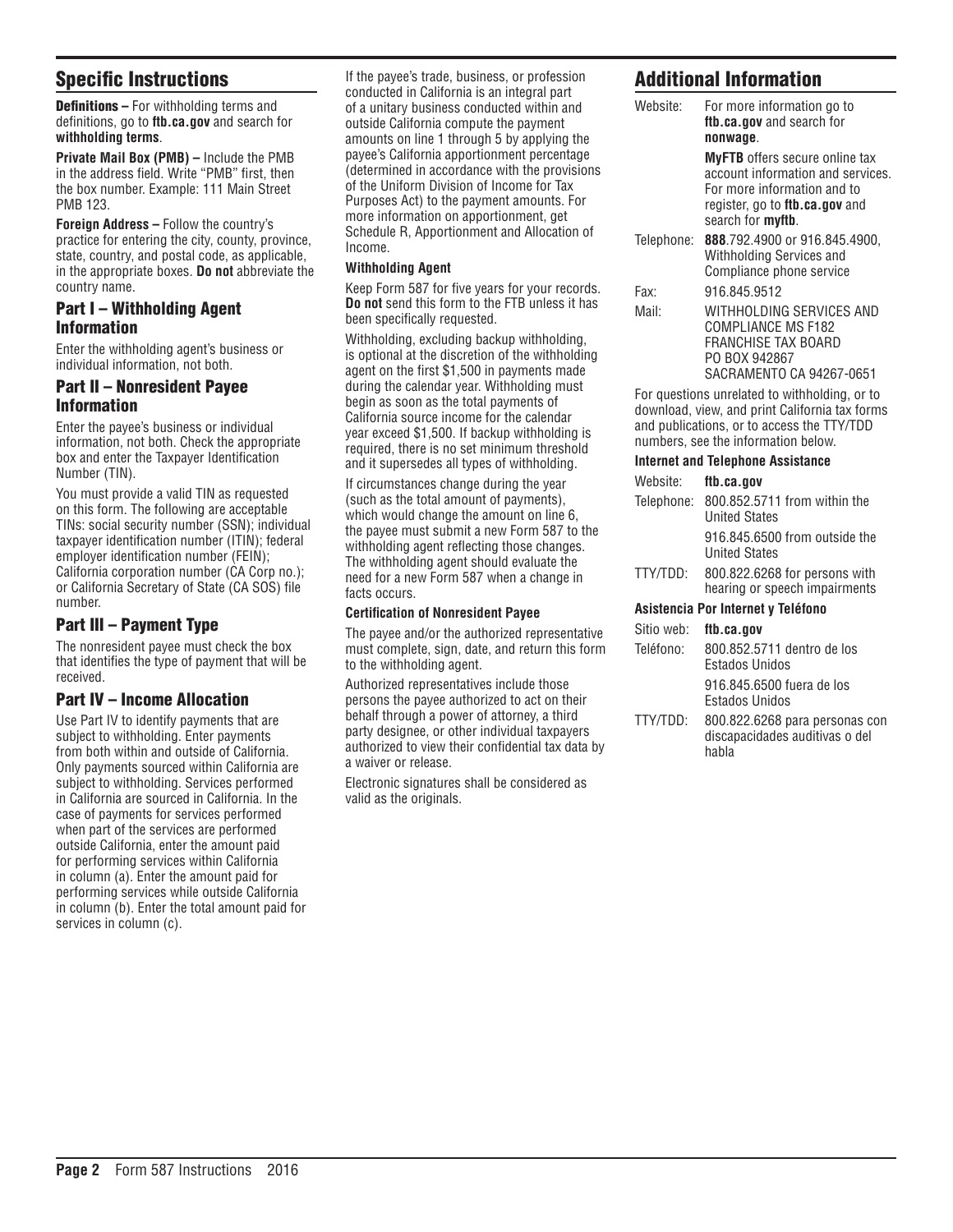## Specific Instructions

**Definitions –** For withholding terms and definitions, go to **ftb.ca.gov** and search for **withholding terms**.

**Private Mail Box (PMB) –** Include the PMB in the address field. Write "PMB" first, then the box number. Example: 111 Main Street PMB 123.

**Foreign Address –** Follow the country's practice for entering the city, county, province, state, country, and postal code, as applicable, in the appropriate boxes. **Do not** abbreviate the country name.

### Part I – Withholding Agent Information

Enter the withholding agent's business or individual information, not both.

### Part II – Nonresident Payee Information

Enter the payee's business or individual information, not both. Check the appropriate box and enter the Taxpayer Identification Number (TIN).

You must provide a valid TIN as requested on this form. The following are acceptable TINs: social security number (SSN); individual taxpayer identification number (ITIN); federal employer identification number (FEIN); California corporation number (CA Corp no.); or California Secretary of State (CA SOS) file number.

### Part III – Payment Type

The nonresident payee must check the box that identifies the type of payment that will be received.

### Part IV – Income Allocation

Use Part IV to identify payments that are subject to withholding. Enter payments from both within and outside of California. Only payments sourced within California are subject to withholding. Services performed in California are sourced in California. In the case of payments for services performed when part of the services are performed outside California, enter the amount paid for performing services within California in column (a). Enter the amount paid for performing services while outside California in column (b). Enter the total amount paid for services in column (c).

If the payee's trade, business, or profession conducted in California is an integral part of a unitary business conducted within and outside California compute the payment amounts on line 1 through 5 by applying the payee's California apportionment percentage (determined in accordance with the provisions of the Uniform Division of Income for Tax Purposes Act) to the payment amounts. For more information on apportionment, get Schedule R, Apportionment and Allocation of Income.

#### Withholding Agent

Keep Form 587 for five years for your records. **Do not** send this form to the FTB unless it has been specifically requested.

Withholding, excluding backup withholding, is optional at the discretion of the withholding agent on the first $1,500 in payments made during the calendar year. Withholding must begin as soon as the total payments of California source income for the calendar year exceed $1,500. If backup withholding is required, there is no set minimum threshold and it supersedes all types of withholding.

If circumstances change during the year (such as the total amount of payments), which would change the amount on line 6, the payee must submit a new Form 587 to the withholding agent reflecting those changes. The withholding agent should evaluate the need for a new Form 587 when a change in facts occurs.

#### Certification of Nonresident Payee

The payee and/or the authorized representative must complete, sign, date, and return this form to the withholding agent.

Authorized representatives include those persons the payee authorized to act on their behalf through a power of attorney, a third party designee, or other individual taxpayers authorized to view their confidential tax data by a waiver or release.

Electronic signatures shall be considered as valid as the originals.

## Additional Information

Website: For more information go to **ftb.ca.gov** and search for **nonwage**.

**MyFTB** offers secure online tax account information and services. For more information and to register, go to **ftb.ca.gov** and search for **myftb**.

Telephone: **888**.792.4900 or 916.845.4900, Withholding Services and Compliance phone service

Fax: 916.845.9512

Mail: WITHHOLDING SERVICES AND COMPLIANCE MS F182
FRANCHISE TAX BOARD
PO BOX 942867
SACRAMENTO CA 94267-0651

For questions unrelated to withholding, or to download, view, and print California tax forms and publications, or to access the TTY/TDD numbers, see the information below.

#### Internet and Telephone Assistance

Website: **ftb.ca.gov**

Telephone: 800.852.5711 from within the United States

916.845.6500 from outside the United States

TTY/TDD: 800.822.6268 for persons with hearing or speech impairments

#### Asistencia Por Internet y Teléfono

Sitio web: **ftb.ca.gov**

Teléfono: 800.852.5711 dentro de los Estados Unidos

916.845.6500 fuera de los Estados Unidos

TTY/TDD: 800.822.6268 para personas con discapacidades auditivas o del habla